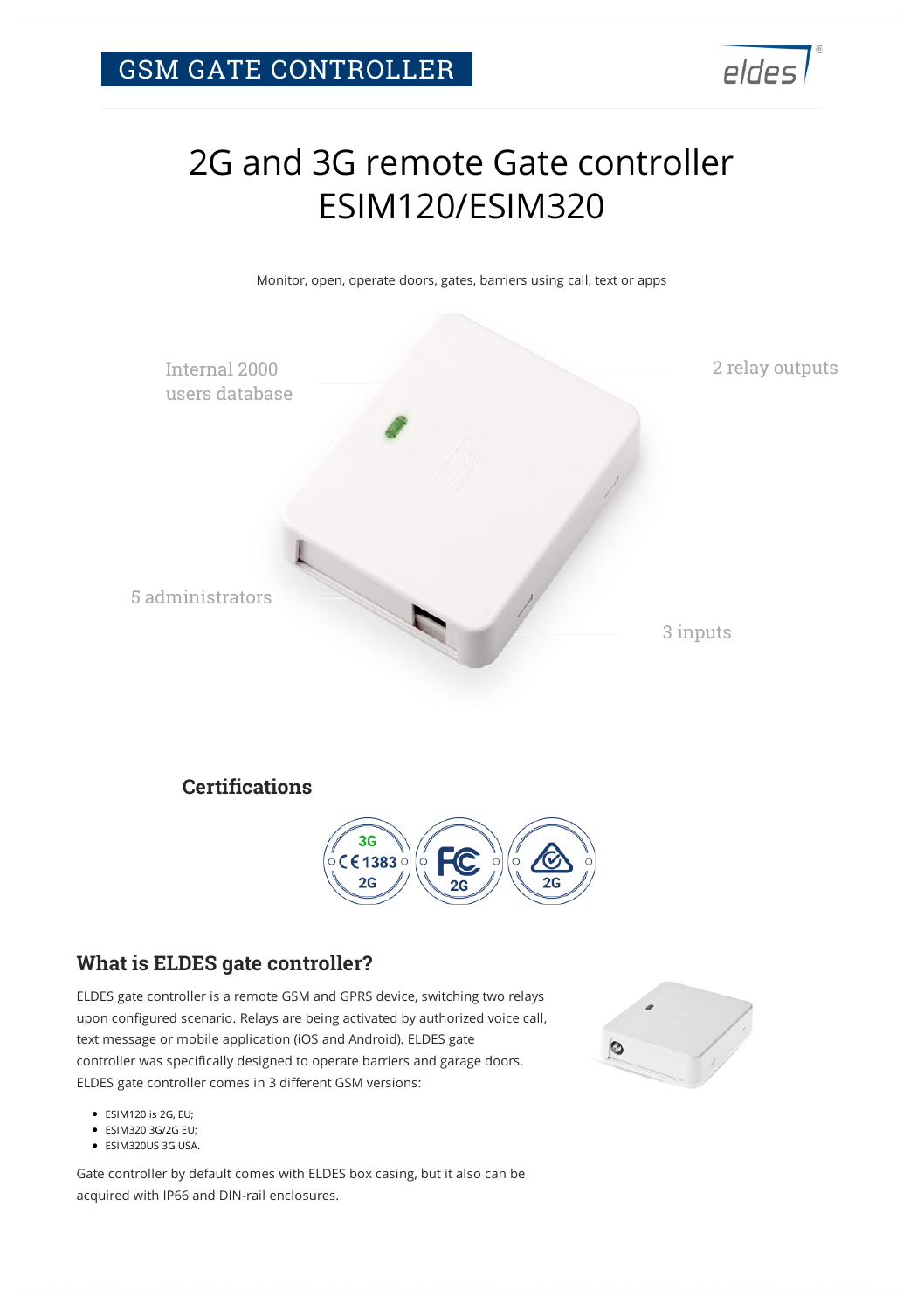GSM GATE CONTROLLER

# 2G and 3G remote Gate controller ESIM120/ESIM320

Monitor, open, operate doors, gates, barriers using call, text or apps

Internal 2000 users database

2 relay outputs

5 administrators

3 inputs

### Certifications

## What is ELDES gate controller?

ELDES gate controller is a remote GSM and GPRS device, switching two relays upon configured scenario. Relays are being activated by authorized voice call, text message or mobile application (iOS and Android). ELDES gate controller was specifically designed to operate barriers and garage doors. ELDES gate controller comes in 3 different GSM versions:

- ESIM120 is 2G, EU;
- ESIM320 3G/2G EU;
- ESIM320US 3G USA.

Gate controller by default comes with ELDES box casing, but it also can be acquired with IP66 and DIN-rail enclosures.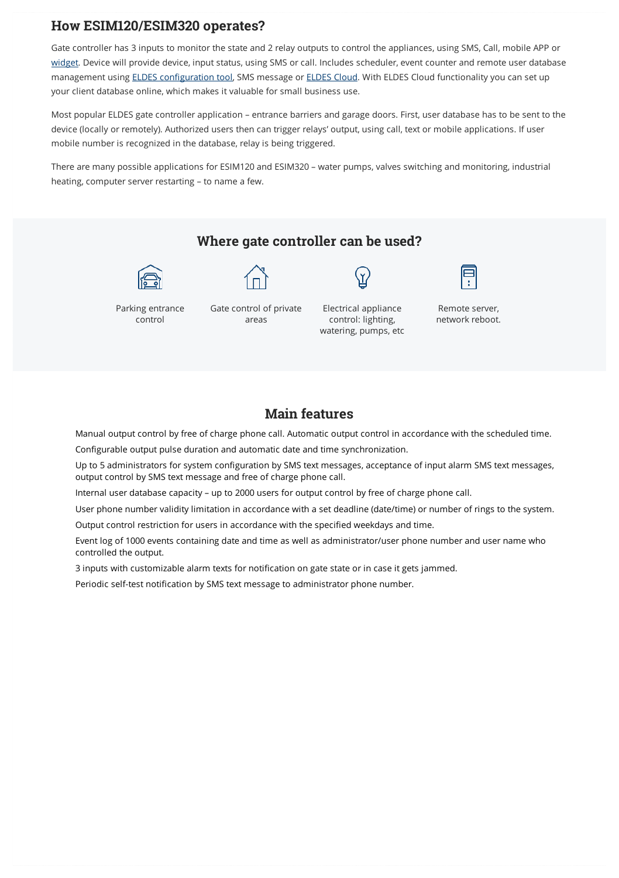## How ESIM120/ESIM320 operates?

Gate controller has 3 inputs to monitor the state and 2 relay outputs to control the appliances, using SMS, Call, mobile APP or widget. Device will provide device, input status, using SMS or call. Includes scheduler, event counter and remote user database management using ELDES configuration tool, SMS message or ELDES Cloud. With ELDES Cloud functionality you can set up your client database online, which makes it valuable for small business use.

Most popular ELDES gate controller application – entrance barriers and garage doors. First, user database has to be sent to the device (locally or remotely). Authorized users then can trigger relays' output, using call, text or mobile applications. If user mobile number is recognized in the database, relay is being triggered.

There are many possible applications for ESIM120 and ESIM320 – water pumps, valves switching and monitoring, industrial heating, computer server restarting – to name a few.

## Where gate controller can be used?

- Parking entrance control
- Gate control of private areas
- Electrical appliance control: lighting, watering, pumps, etc
- Remote server, network reboot.

## Main features

- Manual output control by free of charge phone call. Automatic output control in accordance with the scheduled time.
- Configurable output pulse duration and automatic date and time synchronization.
- Up to 5 administrators for system configuration by SMS text messages, acceptance of input alarm SMS text messages, output control by SMS text message and free of charge phone call.
- Internal user database capacity – up to 2000 users for output control by free of charge phone call.
- User phone number validity limitation in accordance with a set deadline (date/time) or number of rings to the system.
- Output control restriction for users in accordance with the specified weekdays and time.
- Event log of 1000 events containing date and time as well as administrator/user phone number and user name who controlled the output.
- 3 inputs with customizable alarm texts for notification on gate state or in case it gets jammed.
- Periodic self-test notification by SMS text message to administrator phone number.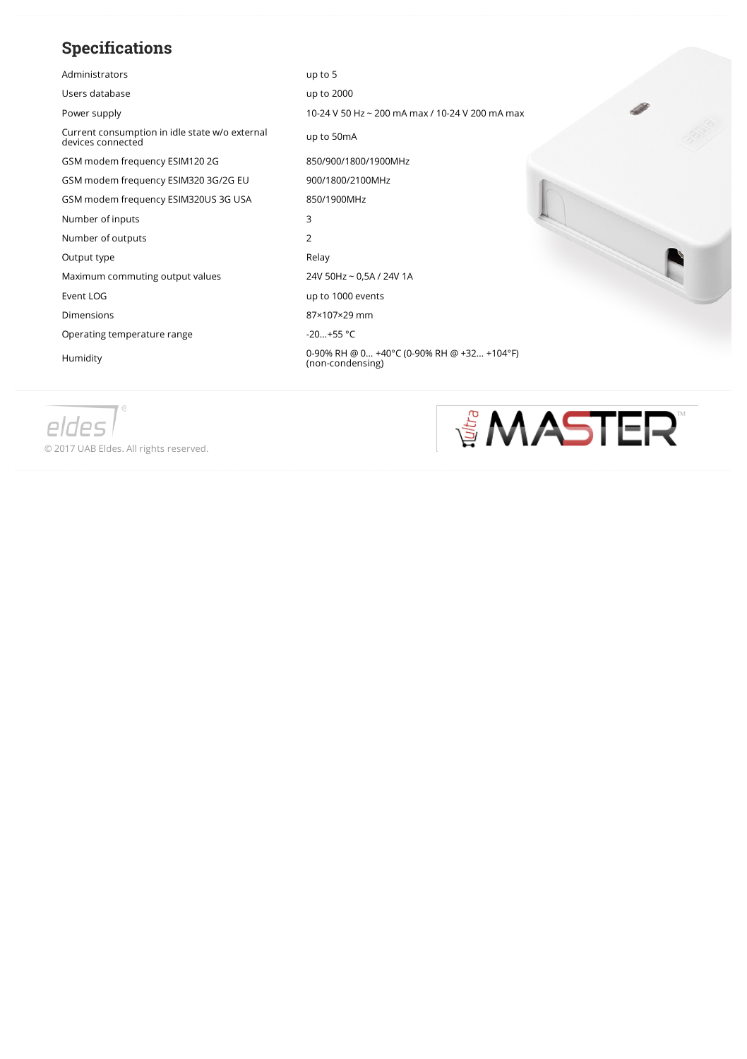## Specifications

| | |
|---|---|
| Administrators | up to 5 |
| Users database | up to 2000 |
| Power supply | 10-24 V 50 Hz ~ 200 mA max / 10-24 V 200 mA max |
| Current consumption in idle state w/o external devices connected | up to 50mA |
| GSM modem frequency ESIM120 2G | 850/900/1800/1900MHz |
| GSM modem frequency ESIM320 3G/2G EU | 900/1800/2100MHz |
| GSM modem frequency ESIM320US 3G USA | 850/1900MHz |
| Number of inputs | 3 |
| Number of outputs | 2 |
| Output type | Relay |
| Maximum commuting output values | 24V 50Hz ~ 0,5A / 24V 1A |
| Event LOG | up to 1000 events |
| Dimensions | 87×107×29 mm |
| Operating temperature range | -20...+55 °C |
| Humidity | 0-90% RH @ 0... +40°C (0-90% RH @ +32... +104°F) (non-condensing) |

© 2017 UAB Eldes. All rights reserved.